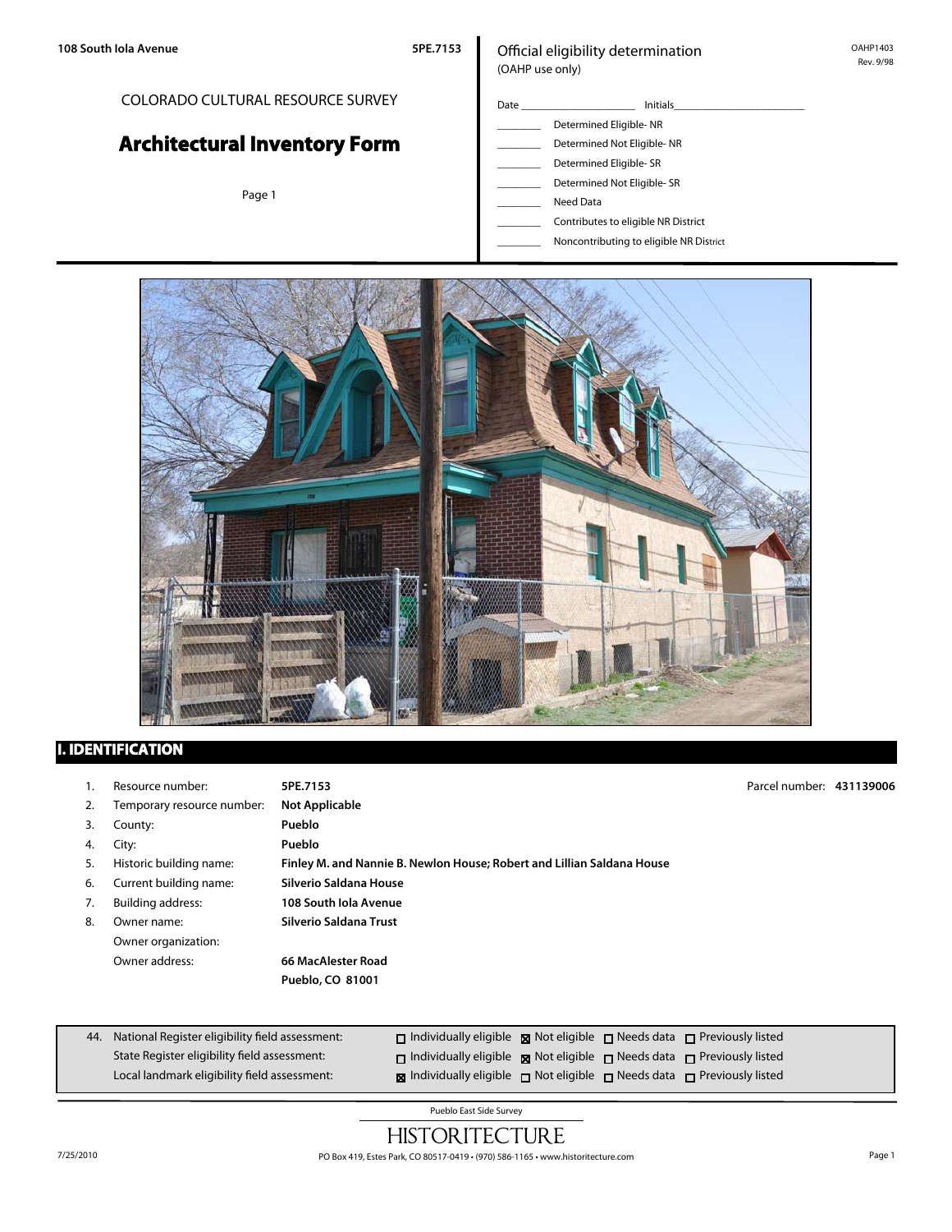108 South Iola Avenue 5PE.7153

COLORADO CULTURAL RESOURCE SURVEY

# Architectural Inventory Form

Official eligibility determination
(OAHP use only)

OAHP1403
Rev. 9/98

Date ____________________ Initials______________________

- ________ Determined Eligible- NR
- ________ Determined Not Eligible- NR
- ________ Determined Eligible- SR
- ________ Determined Not Eligible- SR
- ________ Need Data
- ________ Contributes to eligible NR District
- ________ Noncontributing to eligible NR District

## I. IDENTIFICATION

1. Resource number: **5PE.7153** Parcel number: **431139006**
2. Temporary resource number: **Not Applicable**
3. County: **Pueblo**
4. City: **Pueblo**
5. Historic building name: **Finley M. and Nannie B. Newlon House; Robert and Lillian Saldana House**
6. Current building name: **Silverio Saldana House**
7. Building address: **108 South Iola Avenue**
8. Owner name: **Silverio Saldana Trust**
   Owner organization:
   Owner address: **66 MacAlester Road**
   **Pueblo, CO 81001**

| 44. | | | | | |
|---|---|---|---|---|---|
| National Register eligibility field assessment: | ☐ Individually eligible | ☒ Not eligible | ☐ Needs data | ☐ Previously listed |
| State Register eligibility field assessment: | ☐ Individually eligible | ☒ Not eligible | ☐ Needs data | ☐ Previously listed |
| Local landmark eligibility field assessment: | ☒ Individually eligible | ☐ Not eligible | ☐ Needs data | ☐ Previously listed |

Pueblo East Side Survey

HISTORITECTURE

7/25/2010 PO Box 419, Estes Park, CO 80517-0419 • (970) 586-1165 • www.historitecture.com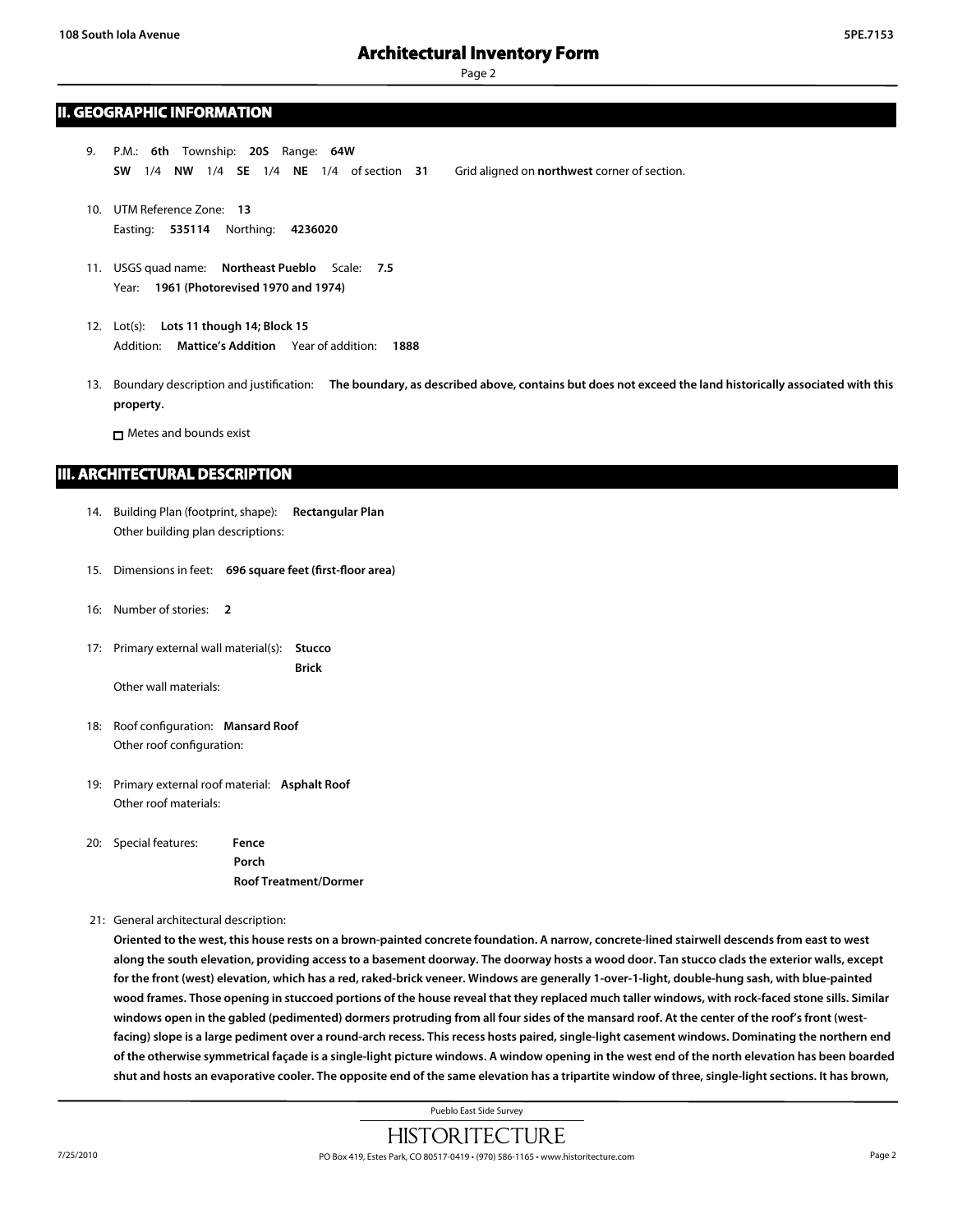## II. GEOGRAPHIC INFORMATION

9. P.M.: **6th** Township: **20S** Range: **64W**
   **SW** 1/4 **NW** 1/4 **SE** 1/4 **NE** 1/4 of section **31** Grid aligned on **northwest** corner of section.

10. UTM Reference Zone: **13**
    Easting: **535114** Northing: **4236020**

11. USGS quad name: **Northeast Pueblo** Scale: **7.5**
    Year: **1961 (Photorevised 1970 and 1974)**

12. Lot(s): **Lots 11 though 14; Block 15**
    Addition: **Mattice's Addition** Year of addition: **1888**

13. Boundary description and justification: **The boundary, as described above, contains but does not exceed the land historically associated with this property.**

    ☐ Metes and bounds exist

## III. ARCHITECTURAL DESCRIPTION

14. Building Plan (footprint, shape): **Rectangular Plan**
    Other building plan descriptions:

15. Dimensions in feet: **696 square feet (first-floor area)**

16: Number of stories: **2**

17: Primary external wall material(s): **Stucco**
    **Brick**
    Other wall materials:

18: Roof configuration: **Mansard Roof**
    Other roof configuration:

19: Primary external roof material: **Asphalt Roof**
    Other roof materials:

20: Special features: **Fence**
    **Porch**
    **Roof Treatment/Dormer**

21: General architectural description:
**Oriented to the west, this house rests on a brown-painted concrete foundation. A narrow, concrete-lined stairwell descends from east to west along the south elevation, providing access to a basement doorway. The doorway hosts a wood door. Tan stucco clads the exterior walls, except for the front (west) elevation, which has a red, raked-brick veneer. Windows are generally 1-over-1-light, double-hung sash, with blue-painted wood frames. Those opening in stuccoed portions of the house reveal that they replaced much taller windows, with rock-faced stone sills. Similar windows open in the gabled (pedimented) dormers protruding from all four sides of the mansard roof. At the center of the roof's front (west-facing) slope is a large pediment over a round-arch recess. This recess hosts paired, single-light casement windows. Dominating the northern end of the otherwise symmetrical façade is a single-light picture windows. A window opening in the west end of the north elevation has been boarded shut and hosts an evaporative cooler. The opposite end of the same elevation has a tripartite window of three, single-light sections. It has brown,**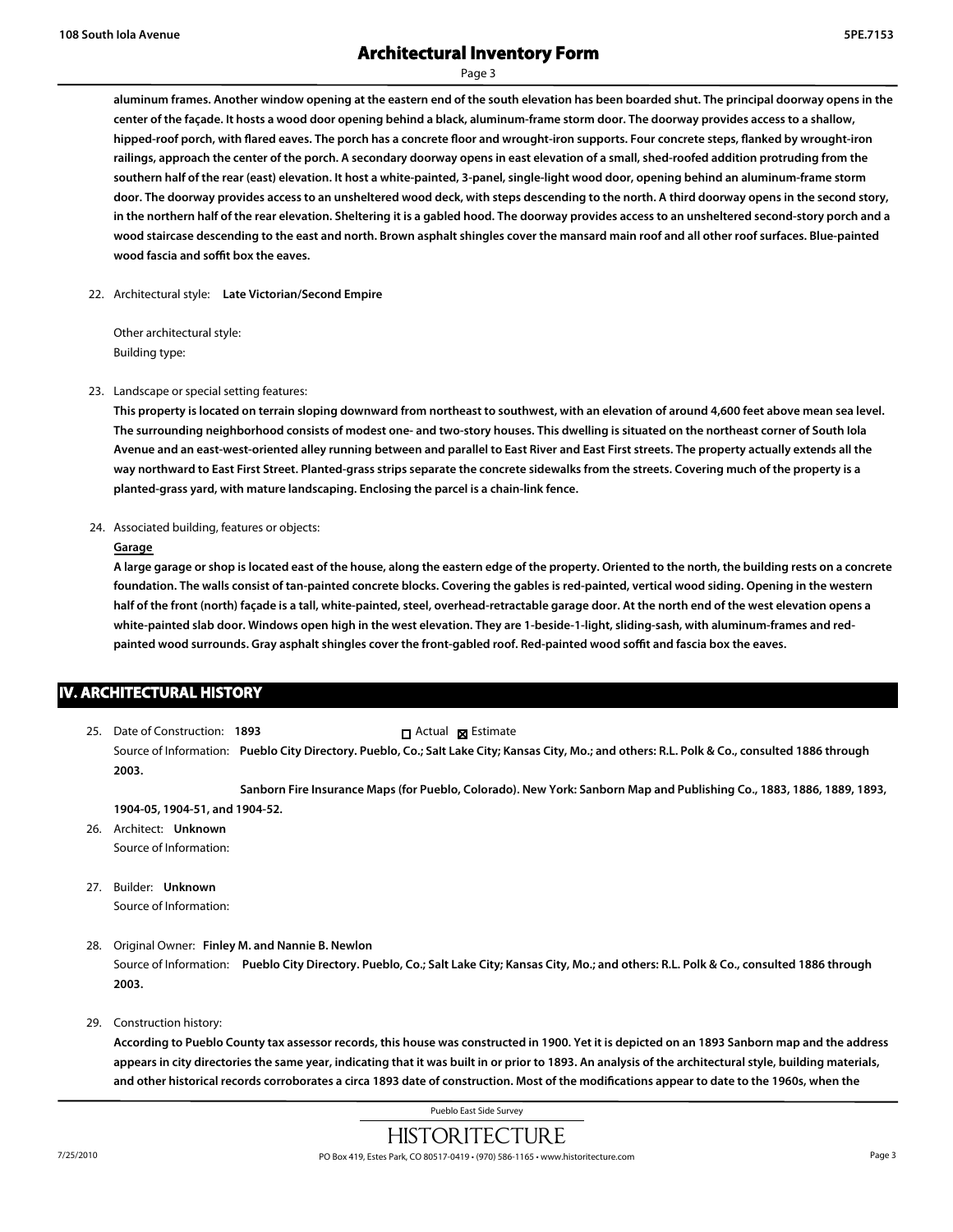aluminum frames. Another window opening at the eastern end of the south elevation has been boarded shut. The principal doorway opens in the center of the façade. It hosts a wood door opening behind a black, aluminum-frame storm door. The doorway provides access to a shallow, hipped-roof porch, with flared eaves. The porch has a concrete floor and wrought-iron supports. Four concrete steps, flanked by wrought-iron railings, approach the center of the porch. A secondary doorway opens in east elevation of a small, shed-roofed addition protruding from the southern half of the rear (east) elevation. It host a white-painted, 3-panel, single-light wood door, opening behind an aluminum-frame storm door. The doorway provides access to an unsheltered wood deck, with steps descending to the north. A third doorway opens in the second story, in the northern half of the rear elevation. Sheltering it is a gabled hood. The doorway provides access to an unsheltered second-story porch and a wood staircase descending to the east and north. Brown asphalt shingles cover the mansard main roof and all other roof surfaces. Blue-painted wood fascia and soffit box the eaves.

22. Architectural style: **Late Victorian/Second Empire**

    Other architectural style:
    Building type:

23. Landscape or special setting features:
    **This property is located on terrain sloping downward from northeast to southwest, with an elevation of around 4,600 feet above mean sea level. The surrounding neighborhood consists of modest one- and two-story houses. This dwelling is situated on the northeast corner of South Iola Avenue and an east-west-oriented alley running between and parallel to East River and East First streets. The property actually extends all the way northward to East First Street. Planted-grass strips separate the concrete sidewalks from the streets. Covering much of the property is a planted-grass yard, with mature landscaping. Enclosing the parcel is a chain-link fence.**

24. Associated building, features or objects:
    **Garage**
    **A large garage or shop is located east of the house, along the eastern edge of the property. Oriented to the north, the building rests on a concrete foundation. The walls consist of tan-painted concrete blocks. Covering the gables is red-painted, vertical wood siding. Opening in the western half of the front (north) façade is a tall, white-painted, steel, overhead-retractable garage door. At the north end of the west elevation opens a white-painted slab door. Windows open high in the west elevation. They are 1-beside-1-light, sliding-sash, with aluminum-frames and red-painted wood surrounds. Gray asphalt shingles cover the front-gabled roof. Red-painted wood soffit and fascia box the eaves.**

## IV. ARCHITECTURAL HISTORY

25. Date of Construction: **1893** ☐ Actual ☒ Estimate
    Source of Information: **Pueblo City Directory. Pueblo, Co.; Salt Lake City; Kansas City, Mo.; and others: R.L. Polk & Co., consulted 1886 through 2003.**
    **Sanborn Fire Insurance Maps (for Pueblo, Colorado). New York: Sanborn Map and Publishing Co., 1883, 1886, 1889, 1893, 1904-05, 1904-51, and 1904-52.**

26. Architect: **Unknown**
    Source of Information:

27. Builder: **Unknown**
    Source of Information:

28. Original Owner: **Finley M. and Nannie B. Newlon**
    Source of Information: **Pueblo City Directory. Pueblo, Co.; Salt Lake City; Kansas City, Mo.; and others: R.L. Polk & Co., consulted 1886 through 2003.**

29. Construction history:
    **According to Pueblo County tax assessor records, this house was constructed in 1900. Yet it is depicted on an 1893 Sanborn map and the address appears in city directories the same year, indicating that it was built in or prior to 1893. An analysis of the architectural style, building materials, and other historical records corroborates a circa 1893 date of construction. Most of the modifications appear to date to the 1960s, when the**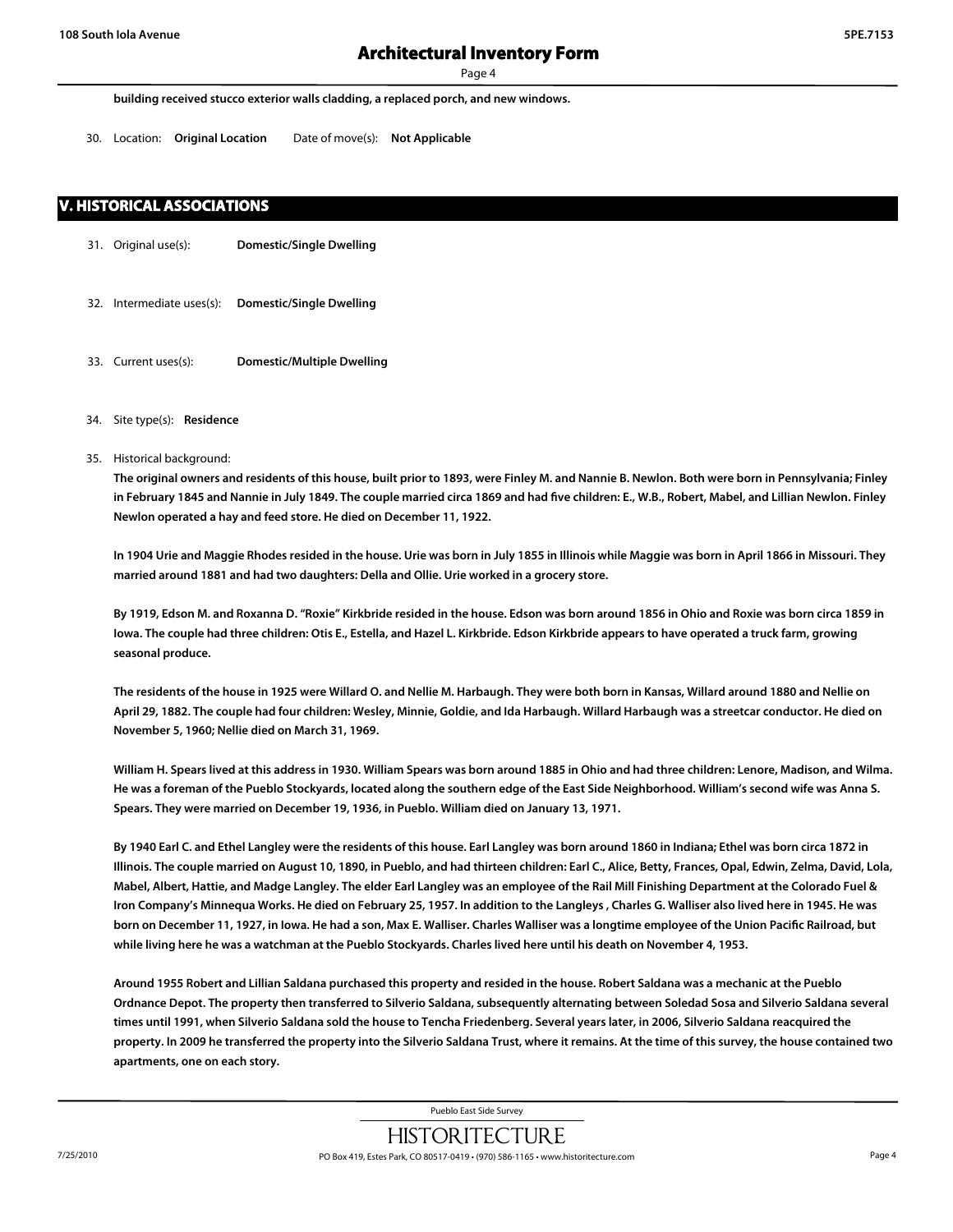building received stucco exterior walls cladding, a replaced porch, and new windows.

30. Location: **Original Location** Date of move(s): **Not Applicable**

## V. HISTORICAL ASSOCIATIONS

31. Original use(s): **Domestic/Single Dwelling**

32. Intermediate uses(s): **Domestic/Single Dwelling**

33. Current uses(s): **Domestic/Multiple Dwelling**

34. Site type(s): **Residence**

35. Historical background:

**The original owners and residents of this house, built prior to 1893, were Finley M. and Nannie B. Newlon. Both were born in Pennsylvania; Finley in February 1845 and Nannie in July 1849. The couple married circa 1869 and had five children: E., W.B., Robert, Mabel, and Lillian Newlon. Finley Newlon operated a hay and feed store. He died on December 11, 1922.**

**In 1904 Urie and Maggie Rhodes resided in the house. Urie was born in July 1855 in Illinois while Maggie was born in April 1866 in Missouri. They married around 1881 and had two daughters: Della and Ollie. Urie worked in a grocery store.**

**By 1919, Edson M. and Roxanna D. "Roxie" Kirkbride resided in the house. Edson was born around 1856 in Ohio and Roxie was born circa 1859 in Iowa. The couple had three children: Otis E., Estella, and Hazel L. Kirkbride. Edson Kirkbride appears to have operated a truck farm, growing seasonal produce.**

**The residents of the house in 1925 were Willard O. and Nellie M. Harbaugh. They were both born in Kansas, Willard around 1880 and Nellie on April 29, 1882. The couple had four children: Wesley, Minnie, Goldie, and Ida Harbaugh. Willard Harbaugh was a streetcar conductor. He died on November 5, 1960; Nellie died on March 31, 1969.**

**William H. Spears lived at this address in 1930. William Spears was born around 1885 in Ohio and had three children: Lenore, Madison, and Wilma. He was a foreman of the Pueblo Stockyards, located along the southern edge of the East Side Neighborhood. William's second wife was Anna S. Spears. They were married on December 19, 1936, in Pueblo. William died on January 13, 1971.**

**By 1940 Earl C. and Ethel Langley were the residents of this house. Earl Langley was born around 1860 in Indiana; Ethel was born circa 1872 in Illinois. The couple married on August 10, 1890, in Pueblo, and had thirteen children: Earl C., Alice, Betty, Frances, Opal, Edwin, Zelma, David, Lola, Mabel, Albert, Hattie, and Madge Langley. The elder Earl Langley was an employee of the Rail Mill Finishing Department at the Colorado Fuel & Iron Company's Minnequa Works. He died on February 25, 1957. In addition to the Langleys , Charles G. Walliser also lived here in 1945. He was born on December 11, 1927, in Iowa. He had a son, Max E. Walliser. Charles Walliser was a longtime employee of the Union Pacific Railroad, but while living here he was a watchman at the Pueblo Stockyards. Charles lived here until his death on November 4, 1953.**

**Around 1955 Robert and Lillian Saldana purchased this property and resided in the house. Robert Saldana was a mechanic at the Pueblo Ordnance Depot. The property then transferred to Silverio Saldana, subsequently alternating between Soledad Sosa and Silverio Saldana several times until 1991, when Silverio Saldana sold the house to Tencha Friedenberg. Several years later, in 2006, Silverio Saldana reacquired the property. In 2009 he transferred the property into the Silverio Saldana Trust, where it remains. At the time of this survey, the house contained two apartments, one on each story.**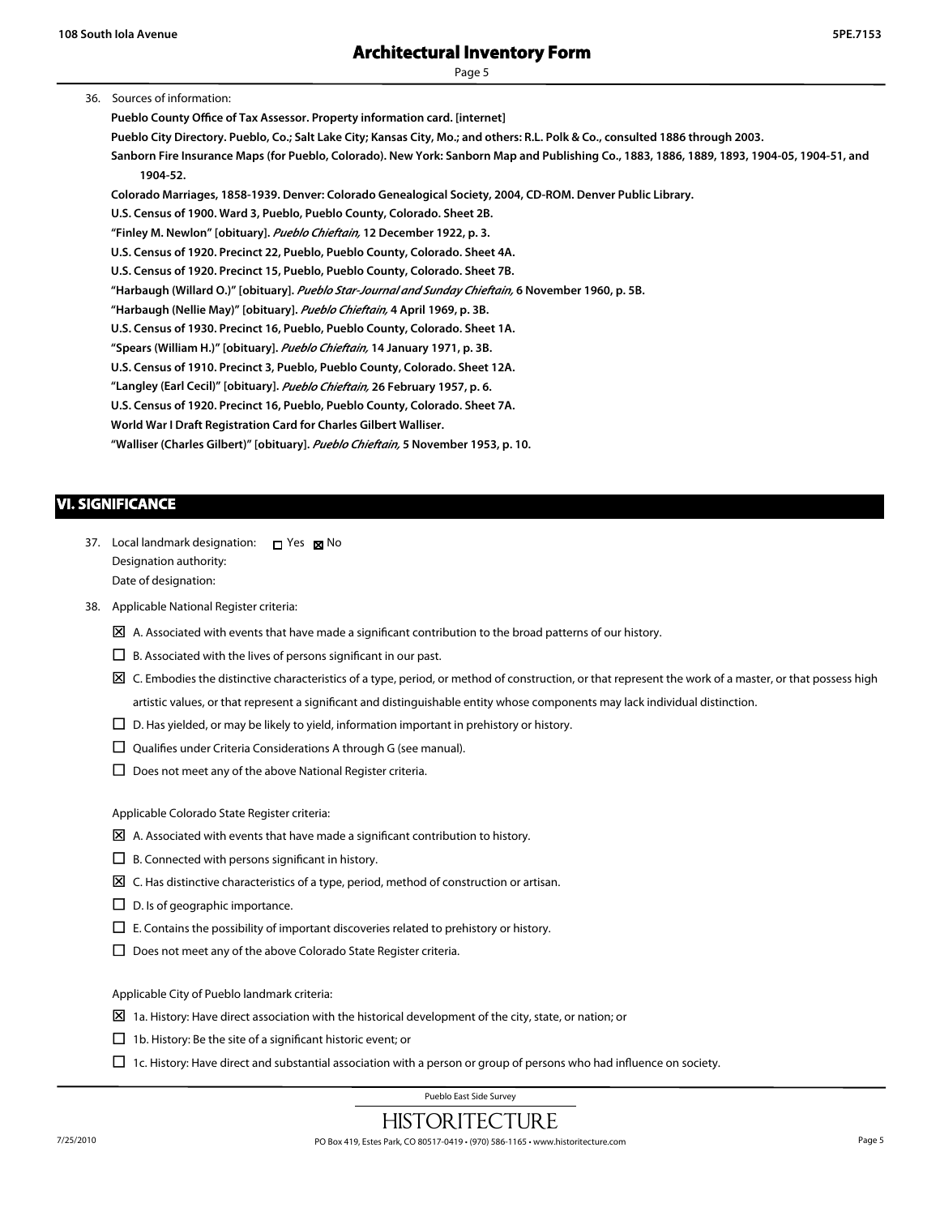36. Sources of information:

**Pueblo County Office of Tax Assessor. Property information card. [internet]**

**Pueblo City Directory. Pueblo, Co.; Salt Lake City; Kansas City, Mo.; and others: R.L. Polk & Co., consulted 1886 through 2003.**

**Sanborn Fire Insurance Maps (for Pueblo, Colorado). New York: Sanborn Map and Publishing Co., 1883, 1886, 1889, 1893, 1904-05, 1904-51, and 1904-52.**

**Colorado Marriages, 1858-1939. Denver: Colorado Genealogical Society, 2004, CD-ROM. Denver Public Library.**

**U.S. Census of 1900. Ward 3, Pueblo, Pueblo County, Colorado. Sheet 2B.**

**"Finley M. Newlon" [obituary].** ***Pueblo Chieftain,*** **12 December 1922, p. 3.**

**U.S. Census of 1920. Precinct 22, Pueblo, Pueblo County, Colorado. Sheet 4A.**

**U.S. Census of 1920. Precinct 15, Pueblo, Pueblo County, Colorado. Sheet 7B.**

**"Harbaugh (Willard O.)" [obituary].** ***Pueblo Star-Journal and Sunday Chieftain,*** **6 November 1960, p. 5B.**

**"Harbaugh (Nellie May)" [obituary].** ***Pueblo Chieftain,*** **4 April 1969, p. 3B.**

**U.S. Census of 1930. Precinct 16, Pueblo, Pueblo County, Colorado. Sheet 1A.**

**"Spears (William H.)" [obituary].** ***Pueblo Chieftain,*** **14 January 1971, p. 3B.**

**U.S. Census of 1910. Precinct 3, Pueblo, Pueblo County, Colorado. Sheet 12A.**

**"Langley (Earl Cecil)" [obituary].** ***Pueblo Chieftain,*** **26 February 1957, p. 6.**

**U.S. Census of 1920. Precinct 16, Pueblo, Pueblo County, Colorado. Sheet 7A.**

**World War I Draft Registration Card for Charles Gilbert Walliser.**

**"Walliser (Charles Gilbert)" [obituary].** ***Pueblo Chieftain,*** **5 November 1953, p. 10.**

## VI. SIGNIFICANCE

37. Local landmark designation: ☐ Yes ☒ No

Designation authority:

Date of designation:

38. Applicable National Register criteria:

☒ A. Associated with events that have made a significant contribution to the broad patterns of our history.

☐ B. Associated with the lives of persons significant in our past.

☒ C. Embodies the distinctive characteristics of a type, period, or method of construction, or that represent the work of a master, or that possess high artistic values, or that represent a significant and distinguishable entity whose components may lack individual distinction.

☐ D. Has yielded, or may be likely to yield, information important in prehistory or history.

☐ Qualifies under Criteria Considerations A through G (see manual).

☐ Does not meet any of the above National Register criteria.

Applicable Colorado State Register criteria:

☒ A. Associated with events that have made a significant contribution to history.

☐ B. Connected with persons significant in history.

☒ C. Has distinctive characteristics of a type, period, method of construction or artisan.

☐ D. Is of geographic importance.

☐ E. Contains the possibility of important discoveries related to prehistory or history.

☐ Does not meet any of the above Colorado State Register criteria.

Applicable City of Pueblo landmark criteria:

☒ 1a. History: Have direct association with the historical development of the city, state, or nation; or

☐ 1b. History: Be the site of a significant historic event; or

☐ 1c. History: Have direct and substantial association with a person or group of persons who had influence on society.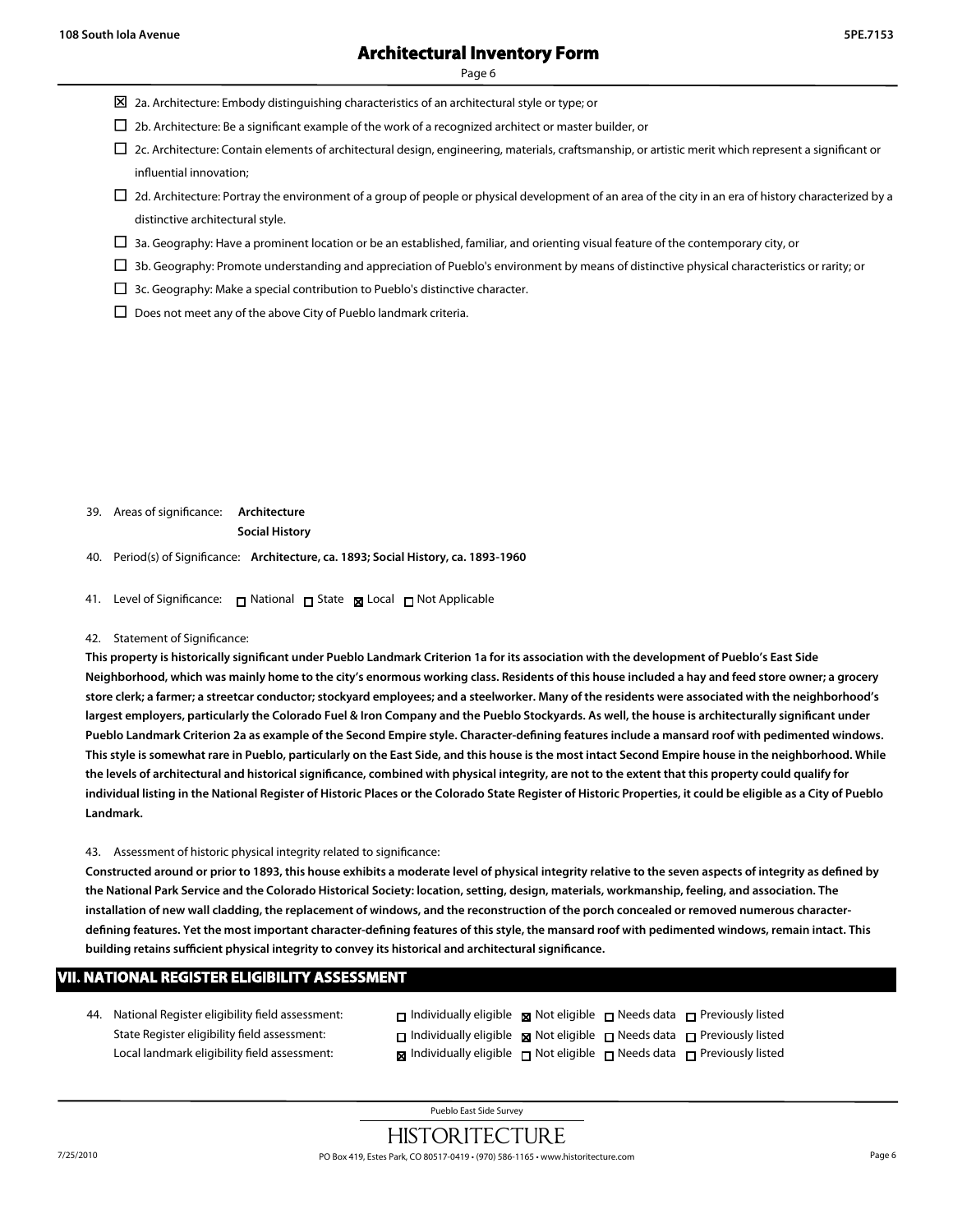- ☒ 2a. Architecture: Embody distinguishing characteristics of an architectural style or type; or
- ☐ 2b. Architecture: Be a significant example of the work of a recognized architect or master builder, or
- ☐ 2c. Architecture: Contain elements of architectural design, engineering, materials, craftsmanship, or artistic merit which represent a significant or influential innovation;
- ☐ 2d. Architecture: Portray the environment of a group of people or physical development of an area of the city in an era of history characterized by a distinctive architectural style.
- ☐ 3a. Geography: Have a prominent location or be an established, familiar, and orienting visual feature of the contemporary city, or
- ☐ 3b. Geography: Promote understanding and appreciation of Pueblo's environment by means of distinctive physical characteristics or rarity; or
- ☐ 3c. Geography: Make a special contribution to Pueblo's distinctive character.
- ☐ Does not meet any of the above City of Pueblo landmark criteria.

39. Areas of significance: **Architecture**
**Social History**

40. Period(s) of Significance: **Architecture, ca. 1893; Social History, ca. 1893-1960**

41. Level of Significance: ☐ National ☐ State ☒ Local ☐ Not Applicable

42. Statement of Significance:

**This property is historically significant under Pueblo Landmark Criterion 1a for its association with the development of Pueblo's East Side Neighborhood, which was mainly home to the city's enormous working class. Residents of this house included a hay and feed store owner; a grocery store clerk; a farmer; a streetcar conductor; stockyard employees; and a steelworker. Many of the residents were associated with the neighborhood's largest employers, particularly the Colorado Fuel & Iron Company and the Pueblo Stockyards. As well, the house is architecturally significant under Pueblo Landmark Criterion 2a as example of the Second Empire style. Character-defining features include a mansard roof with pedimented windows. This style is somewhat rare in Pueblo, particularly on the East Side, and this house is the most intact Second Empire house in the neighborhood. While the levels of architectural and historical significance, combined with physical integrity, are not to the extent that this property could qualify for individual listing in the National Register of Historic Places or the Colorado State Register of Historic Properties, it could be eligible as a City of Pueblo Landmark.**

43. Assessment of historic physical integrity related to significance:

**Constructed around or prior to 1893, this house exhibits a moderate level of physical integrity relative to the seven aspects of integrity as defined by the National Park Service and the Colorado Historical Society: location, setting, design, materials, workmanship, feeling, and association. The installation of new wall cladding, the replacement of windows, and the reconstruction of the porch concealed or removed numerous character-defining features. Yet the most important character-defining features of this style, the mansard roof with pedimented windows, remain intact. This building retains sufficient physical integrity to convey its historical and architectural significance.**

## VII. NATIONAL REGISTER ELIGIBILITY ASSESSMENT

44. National Register eligibility field assessment: ☐ Individually eligible ☒ Not eligible ☐ Needs data ☐ Previously listed
State Register eligibility field assessment: ☐ Individually eligible ☒ Not eligible ☐ Needs data ☐ Previously listed
Local landmark eligibility field assessment: ☒ Individually eligible ☐ Not eligible ☐ Needs data ☐ Previously listed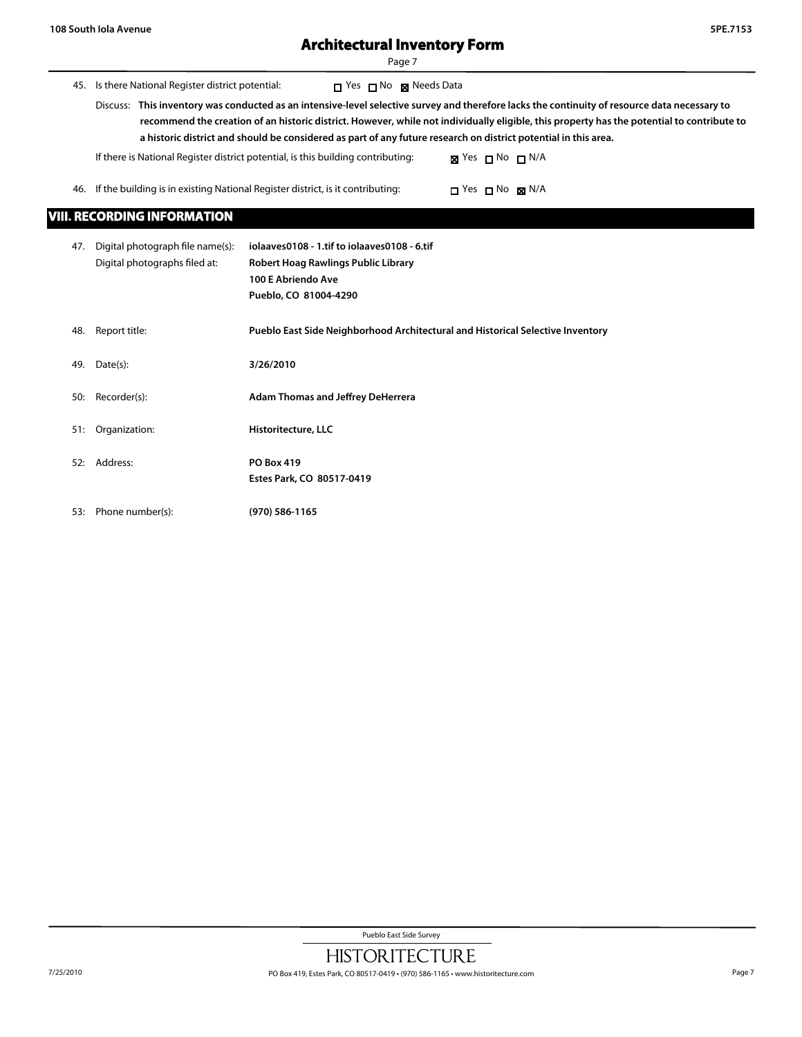45. Is there National Register district potential: ☐ Yes ☐ No ☒ Needs Data

Discuss: **This inventory was conducted as an intensive-level selective survey and therefore lacks the continuity of resource data necessary to recommend the creation of an historic district. However, while not individually eligible, this property has the potential to contribute to a historic district and should be considered as part of any future research on district potential in this area.**

If there is National Register district potential, is this building contributing: ☒ Yes ☐ No ☐ N/A

46. If the building is in existing National Register district, is it contributing: ☐ Yes ☐ No ☒ N/A

## VIII. RECORDING INFORMATION

47. Digital photograph file name(s): **iolaaves0108 - 1.tif to iolaaves0108 - 6.tif**
Digital photographs filed at: **Robert Hoag Rawlings Public Library**
**100 E Abriendo Ave**
**Pueblo, CO 81004-4290**

48. Report title: **Pueblo East Side Neighborhood Architectural and Historical Selective Inventory**

49. Date(s): **3/26/2010**

50: Recorder(s): **Adam Thomas and Jeffrey DeHerrera**

51: Organization: **Historitecture, LLC**

52: Address: **PO Box 419**
**Estes Park, CO 80517-0419**

53: Phone number(s): **(970) 586-1165**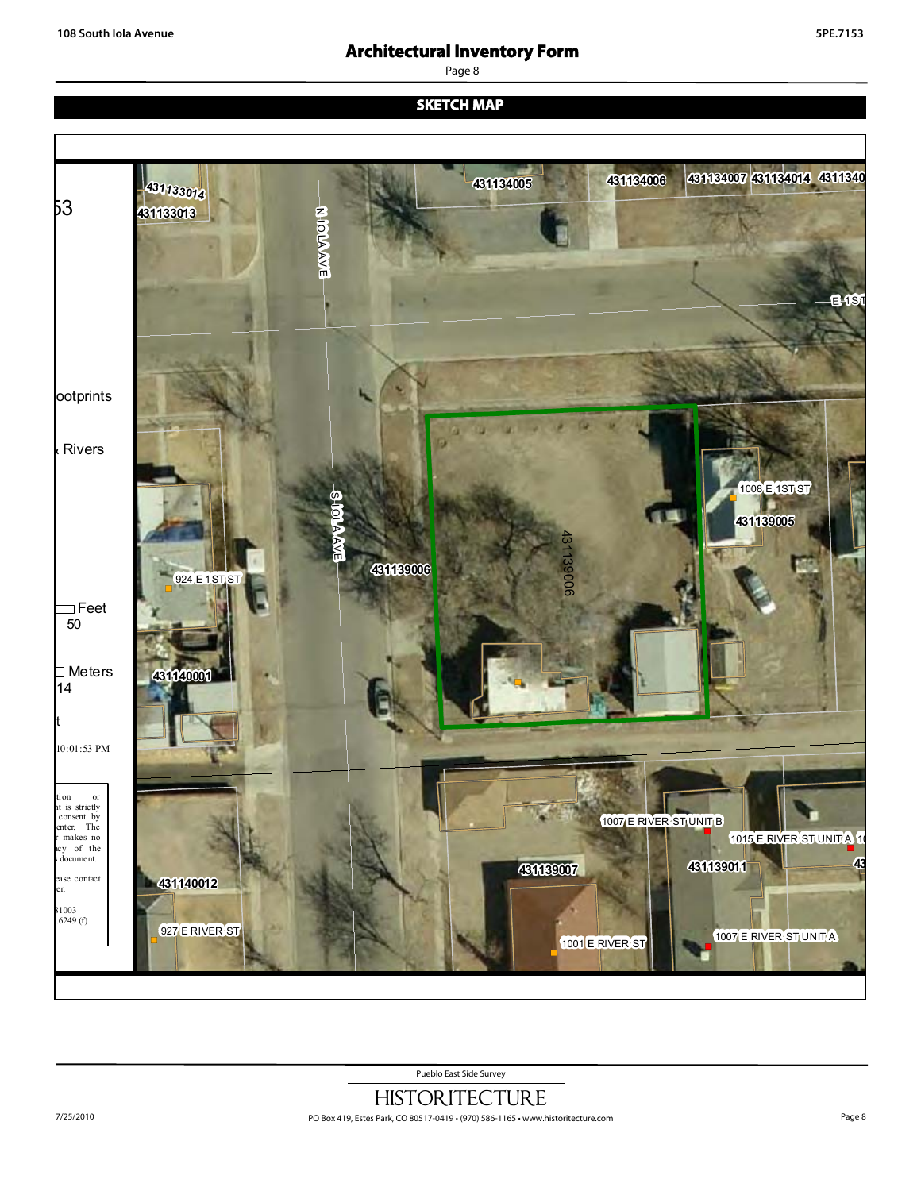## SKETCH MAP

431133014

431133013

N IOLA AVE

431134005

431134006

431134007 431134014 4311340

E 1ST

53

ootprints

. Rivers

S IOLA AVE

431139006

431139006

1008 E 1ST ST

431139005

924 E 1ST ST

Feet
50

Meters
14

431140001

t

10:01:53 PM

tion or
nt is strictly
consent by
enter. The
r makes no
acy of the
document.

ease contact
er.

81003
.6249 (f)

1007 E RIVER ST UNIT B

1015 E RIVER ST UNIT A

431139007

431139011

431140012

927 E RIVER ST

1001 E RIVER ST

1007 E RIVER ST UNIT A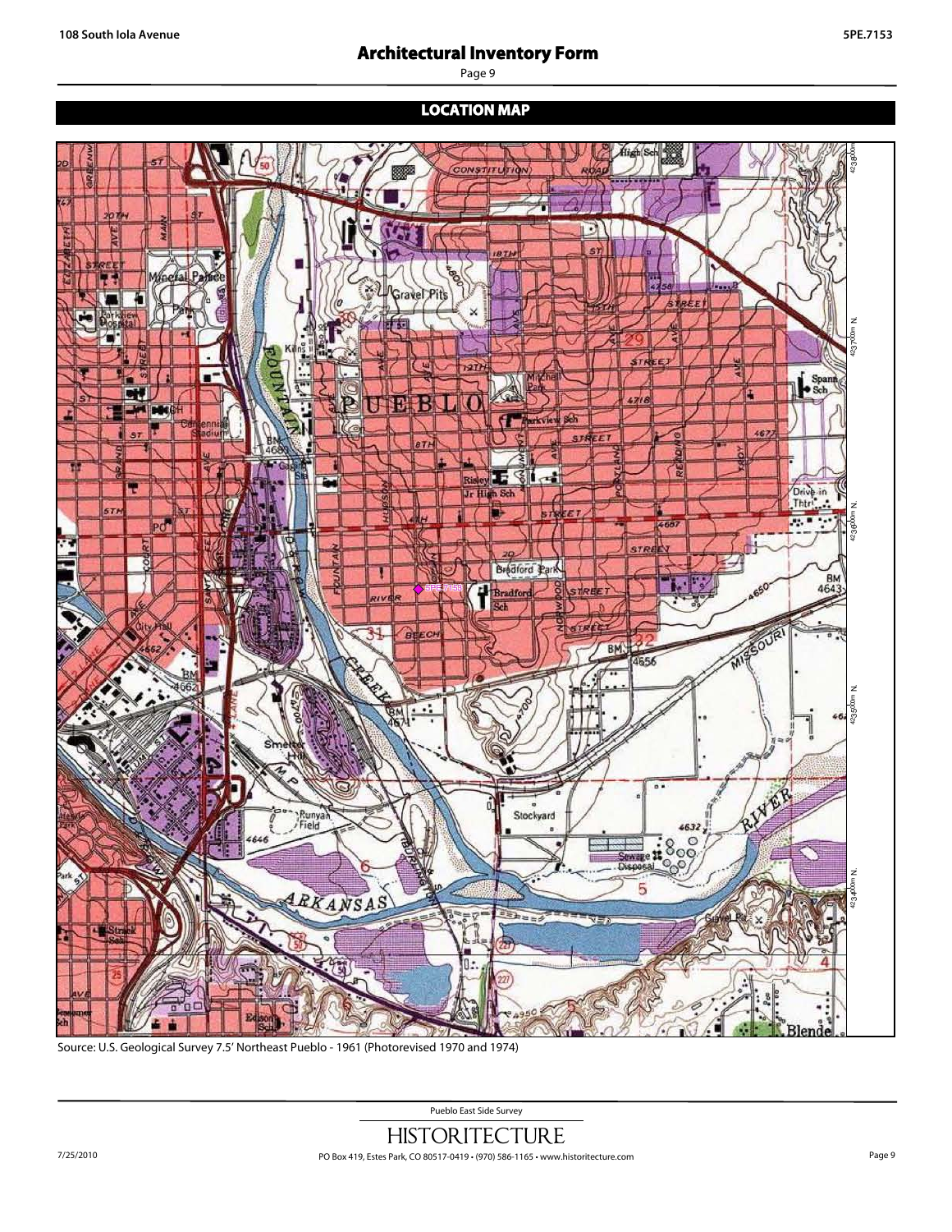## LOCATION MAP

Source: U.S. Geological Survey 7.5' Northeast Pueblo - 1961 (Photorevised 1970 and 1974)